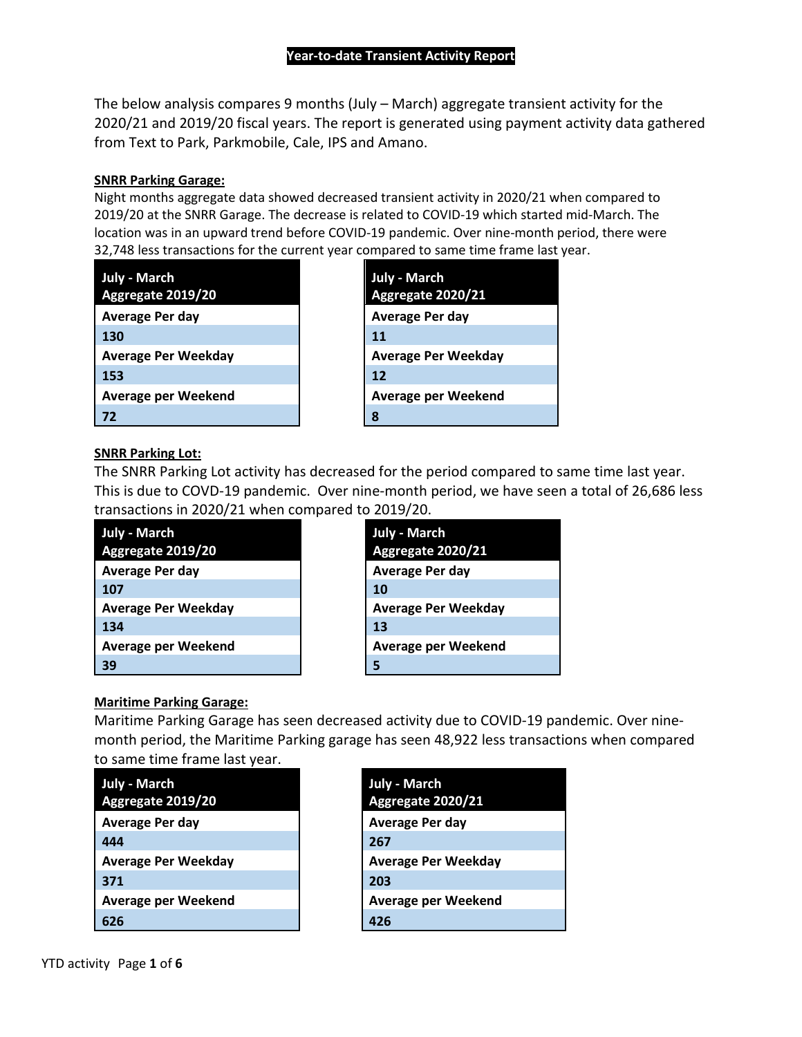# Year-to-date Transient Activity Report

The below analysis compares 9 months (July – March) aggregate transient activity for the 2020/21 and 2019/20 fiscal years. The report is generated using payment activity data gathered from Text to Park, Parkmobile, Cale, IPS and Amano.

## SNRR Parking Garage:

Night months aggregate data showed decreased transient activity in 2020/21 when compared to 2019/20 at the SNRR Garage. The decrease is related to COVID-19 which started mid-March. The location was in an upward trend before COVID-19 pandemic. Over nine-month period, there were 32,748 less transactions for the current year compared to same time frame last year.

| July - March Aggregate 2019/20 |
|---|
| **Average Per day** |
| **130** |
| **Average Per Weekday** |
| **153** |
| **Average per Weekend** |
| **72** |

| July - March Aggregate 2020/21 |
|---|
| **Average Per day** |
| **11** |
| **Average Per Weekday** |
| **12** |
| **Average per Weekend** |
| **8** |

## SNRR Parking Lot:

The SNRR Parking Lot activity has decreased for the period compared to same time last year. This is due to COVD-19 pandemic. Over nine-month period, we have seen a total of 26,686 less transactions in 2020/21 when compared to 2019/20.

| July - March Aggregate 2019/20 |
|---|
| **Average Per day** |
| **107** |
| **Average Per Weekday** |
| **134** |
| **Average per Weekend** |
| **39** |

| July - March Aggregate 2020/21 |
|---|
| **Average Per day** |
| **10** |
| **Average Per Weekday** |
| **13** |
| **Average per Weekend** |
| **5** |

## Maritime Parking Garage:

Maritime Parking Garage has seen decreased activity due to COVID-19 pandemic. Over nine-month period, the Maritime Parking garage has seen 48,922 less transactions when compared to same time frame last year.

| July - March Aggregate 2019/20 |
|---|
| **Average Per day** |
| **444** |
| **Average Per Weekday** |
| **371** |
| **Average per Weekend** |
| **626** |

| July - March Aggregate 2020/21 |
|---|
| **Average Per day** |
| **267** |
| **Average Per Weekday** |
| **203** |
| **Average per Weekend** |
| **426** |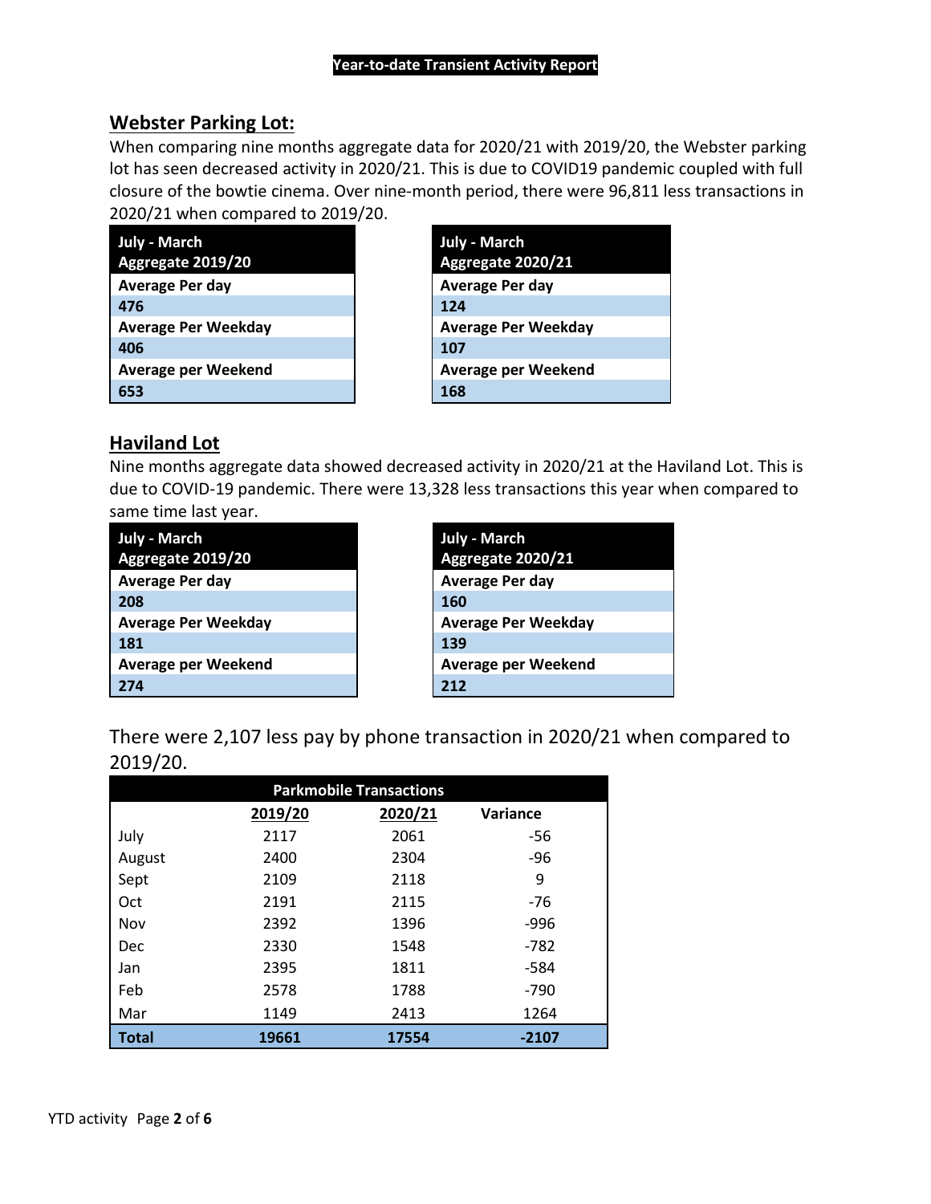**Year-to-date Transient Activity Report**

## Webster Parking Lot:

When comparing nine months aggregate data for 2020/21 with 2019/20, the Webster parking lot has seen decreased activity in 2020/21. This is due to COVID19 pandemic coupled with full closure of the bowtie cinema. Over nine-month period, there were 96,811 less transactions in 2020/21 when compared to 2019/20.

| July - March Aggregate 2019/20 |
|---|
| **Average Per day** |
| **476** |
| **Average Per Weekday** |
| **406** |
| **Average per Weekend** |
| **653** |

| July - March Aggregate 2020/21 |
|---|
| **Average Per day** |
| **124** |
| **Average Per Weekday** |
| **107** |
| **Average per Weekend** |
| **168** |

## Haviland Lot

Nine months aggregate data showed decreased activity in 2020/21 at the Haviland Lot. This is due to COVID-19 pandemic. There were 13,328 less transactions this year when compared to same time last year.

| July - March Aggregate 2019/20 |
|---|
| **Average Per day** |
| **208** |
| **Average Per Weekday** |
| **181** |
| **Average per Weekend** |
| **274** |

| July - March Aggregate 2020/21 |
|---|
| **Average Per day** |
| **160** |
| **Average Per Weekday** |
| **139** |
| **Average per Weekend** |
| **212** |

There were 2,107 less pay by phone transaction in 2020/21 when compared to 2019/20.

| Parkmobile Transactions | | | |
|---|---|---|---|
| | 2019/20 | 2020/21 | Variance |
| July | 2117 | 2061 | -56 |
| August | 2400 | 2304 | -96 |
| Sept | 2109 | 2118 | 9 |
| Oct | 2191 | 2115 | -76 |
| Nov | 2392 | 1396 | -996 |
| Dec | 2330 | 1548 | -782 |
| Jan | 2395 | 1811 | -584 |
| Feb | 2578 | 1788 | -790 |
| Mar | 1149 | 2413 | 1264 |
| **Total** | **19661** | **17554** | **-2107** |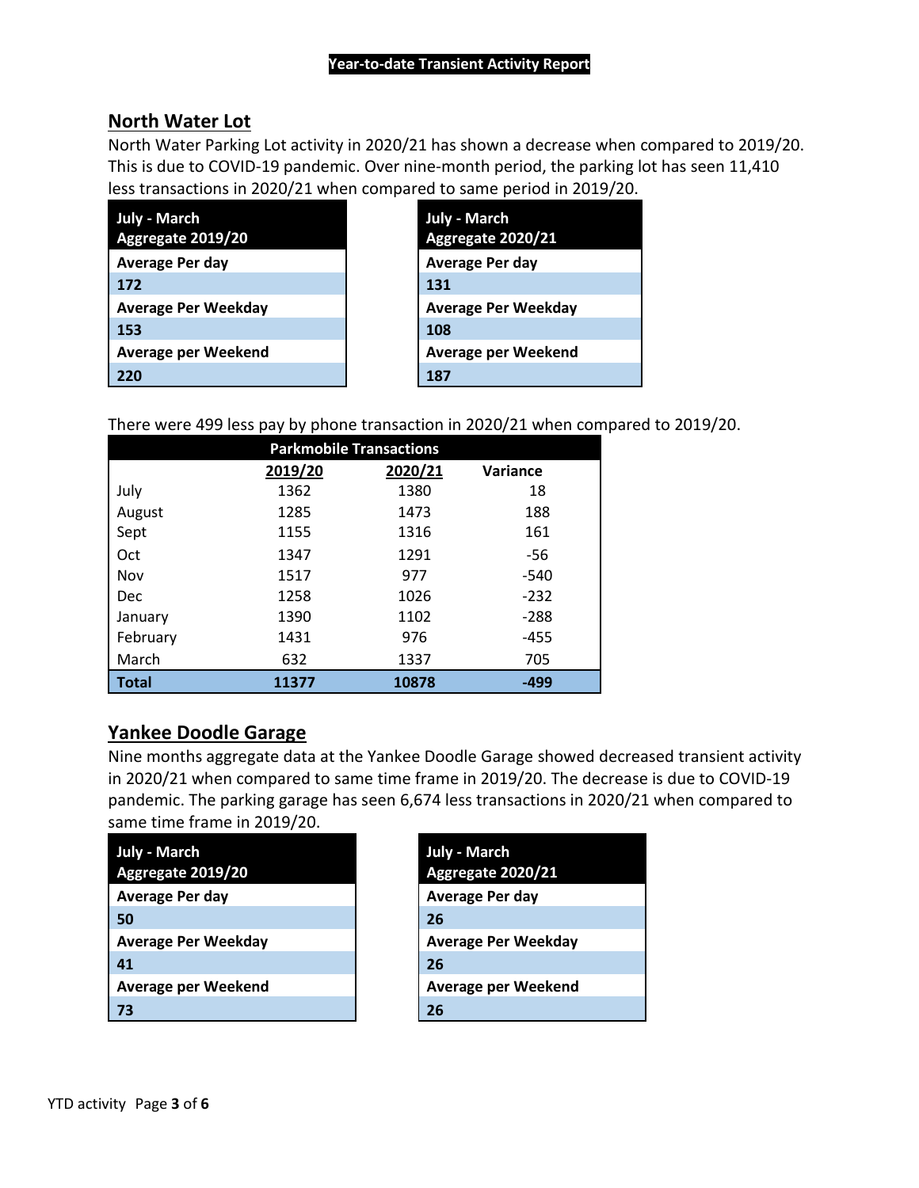**Year-to-date Transient Activity Report**

## North Water Lot

North Water Parking Lot activity in 2020/21 has shown a decrease when compared to 2019/20. This is due to COVID-19 pandemic. Over nine-month period, the parking lot has seen 11,410 less transactions in 2020/21 when compared to same period in 2019/20.

| July - March Aggregate 2019/20 |
|---|
| **Average Per day** |
| **172** |
| **Average Per Weekday** |
| **153** |
| **Average per Weekend** |
| **220** |

| July - March Aggregate 2020/21 |
|---|
| **Average Per day** |
| **131** |
| **Average Per Weekday** |
| **108** |
| **Average per Weekend** |
| **187** |

There were 499 less pay by phone transaction in 2020/21 when compared to 2019/20.

| Parkmobile Transactions | | | |
|---|---|---|---|
| | 2019/20 | 2020/21 | Variance |
| July | 1362 | 1380 | 18 |
| August | 1285 | 1473 | 188 |
| Sept | 1155 | 1316 | 161 |
| Oct | 1347 | 1291 | -56 |
| Nov | 1517 | 977 | -540 |
| Dec | 1258 | 1026 | -232 |
| January | 1390 | 1102 | -288 |
| February | 1431 | 976 | -455 |
| March | 632 | 1337 | 705 |
| **Total** | **11377** | **10878** | **-499** |

## Yankee Doodle Garage

Nine months aggregate data at the Yankee Doodle Garage showed decreased transient activity in 2020/21 when compared to same time frame in 2019/20. The decrease is due to COVID-19 pandemic. The parking garage has seen 6,674 less transactions in 2020/21 when compared to same time frame in 2019/20.

| July - March Aggregate 2019/20 |
|---|
| **Average Per day** |
| **50** |
| **Average Per Weekday** |
| **41** |
| **Average per Weekend** |
| **73** |

| July - March Aggregate 2020/21 |
|---|
| **Average Per day** |
| **26** |
| **Average Per Weekday** |
| **26** |
| **Average per Weekend** |
| **26** |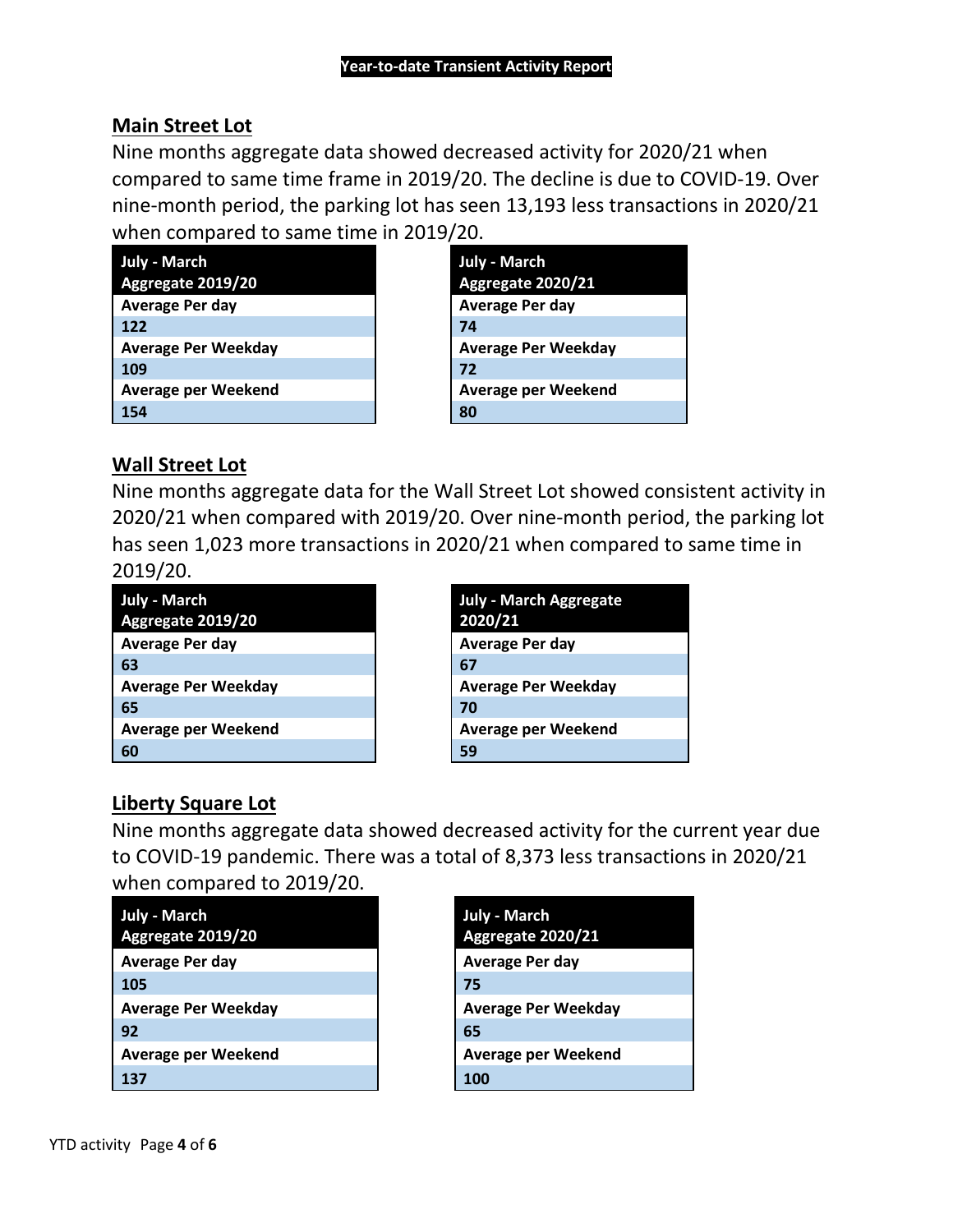# Year-to-date Transient Activity Report

## Main Street Lot

Nine months aggregate data showed decreased activity for 2020/21 when compared to same time frame in 2019/20. The decline is due to COVID-19. Over nine-month period, the parking lot has seen 13,193 less transactions in 2020/21 when compared to same time in 2019/20.

| July - March Aggregate 2019/20 |
|---|
| Average Per day |
| 122 |
| Average Per Weekday |
| 109 |
| Average per Weekend |
| 154 |

| July - March Aggregate 2020/21 |
|---|
| Average Per day |
| 74 |
| Average Per Weekday |
| 72 |
| Average per Weekend |
| 80 |

## Wall Street Lot

Nine months aggregate data for the Wall Street Lot showed consistent activity in 2020/21 when compared with 2019/20. Over nine-month period, the parking lot has seen 1,023 more transactions in 2020/21 when compared to same time in 2019/20.

| July - March Aggregate 2019/20 |
|---|
| Average Per day |
| 63 |
| Average Per Weekday |
| 65 |
| Average per Weekend |
| 60 |

| July - March Aggregate 2020/21 |
|---|
| Average Per day |
| 67 |
| Average Per Weekday |
| 70 |
| Average per Weekend |
| 59 |

## Liberty Square Lot

Nine months aggregate data showed decreased activity for the current year due to COVID-19 pandemic. There was a total of 8,373 less transactions in 2020/21 when compared to 2019/20.

| July - March Aggregate 2019/20 |
|---|
| Average Per day |
| 105 |
| Average Per Weekday |
| 92 |
| Average per Weekend |
| 137 |

| July - March Aggregate 2020/21 |
|---|
| Average Per day |
| 75 |
| Average Per Weekday |
| 65 |
| Average per Weekend |
| 100 |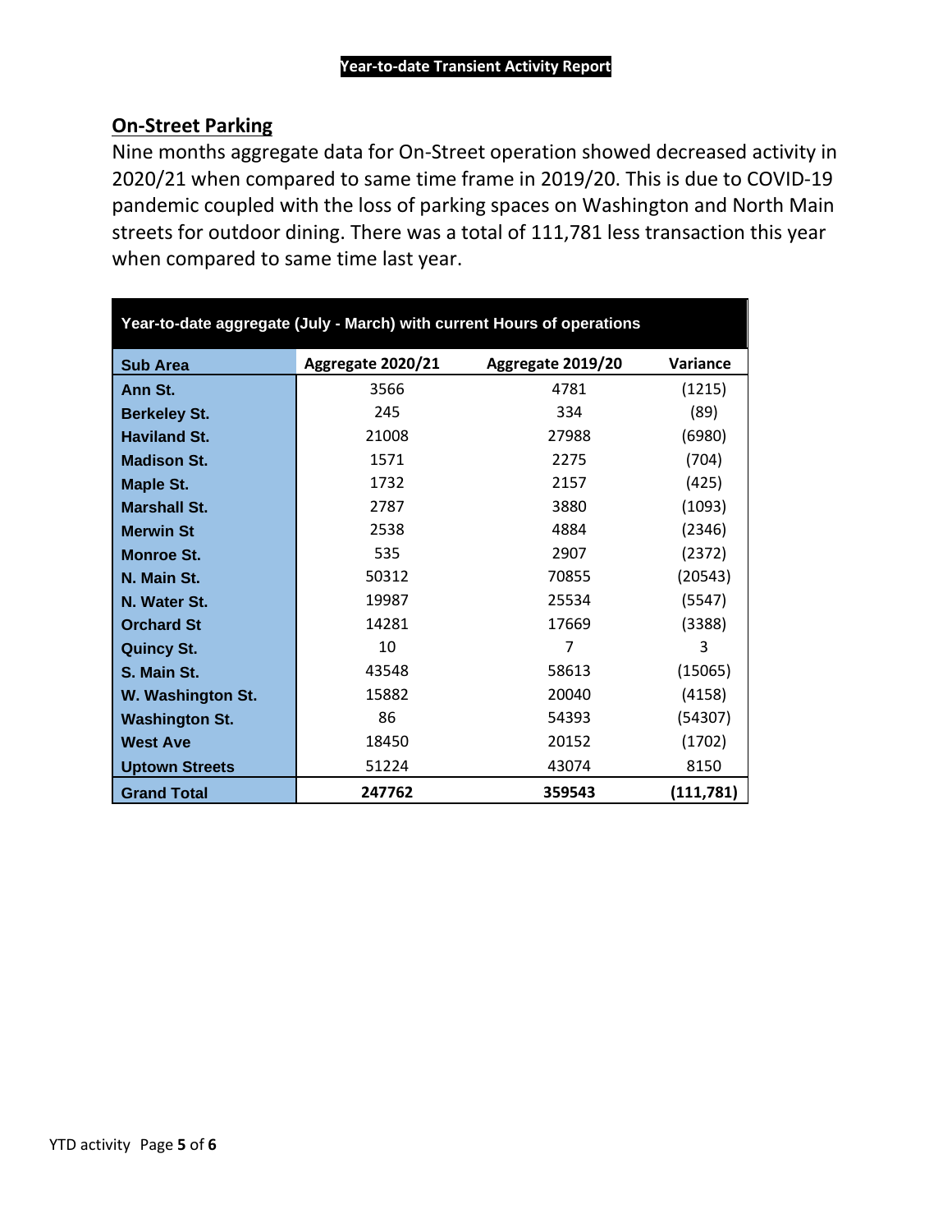# Year-to-date Transient Activity Report

## On-Street Parking

Nine months aggregate data for On-Street operation showed decreased activity in 2020/21 when compared to same time frame in 2019/20. This is due to COVID-19 pandemic coupled with the loss of parking spaces on Washington and North Main streets for outdoor dining. There was a total of 111,781 less transaction this year when compared to same time last year.

| Year-to-date aggregate (July - March) with current Hours of operations | | | |
|---|---|---|---|
| **Sub Area** | **Aggregate 2020/21** | **Aggregate 2019/20** | **Variance** |
| **Ann St.** | 3566 | 4781 | (1215) |
| **Berkeley St.** | 245 | 334 | (89) |
| **Haviland St.** | 21008 | 27988 | (6980) |
| **Madison St.** | 1571 | 2275 | (704) |
| **Maple St.** | 1732 | 2157 | (425) |
| **Marshall St.** | 2787 | 3880 | (1093) |
| **Merwin St** | 2538 | 4884 | (2346) |
| **Monroe St.** | 535 | 2907 | (2372) |
| **N. Main St.** | 50312 | 70855 | (20543) |
| **N. Water St.** | 19987 | 25534 | (5547) |
| **Orchard St** | 14281 | 17669 | (3388) |
| **Quincy St.** | 10 | 7 | 3 |
| **S. Main St.** | 43548 | 58613 | (15065) |
| **W. Washington St.** | 15882 | 20040 | (4158) |
| **Washington St.** | 86 | 54393 | (54307) |
| **West Ave** | 18450 | 20152 | (1702) |
| **Uptown Streets** | 51224 | 43074 | 8150 |
| **Grand Total** | **247762** | **359543** | **(111,781)** |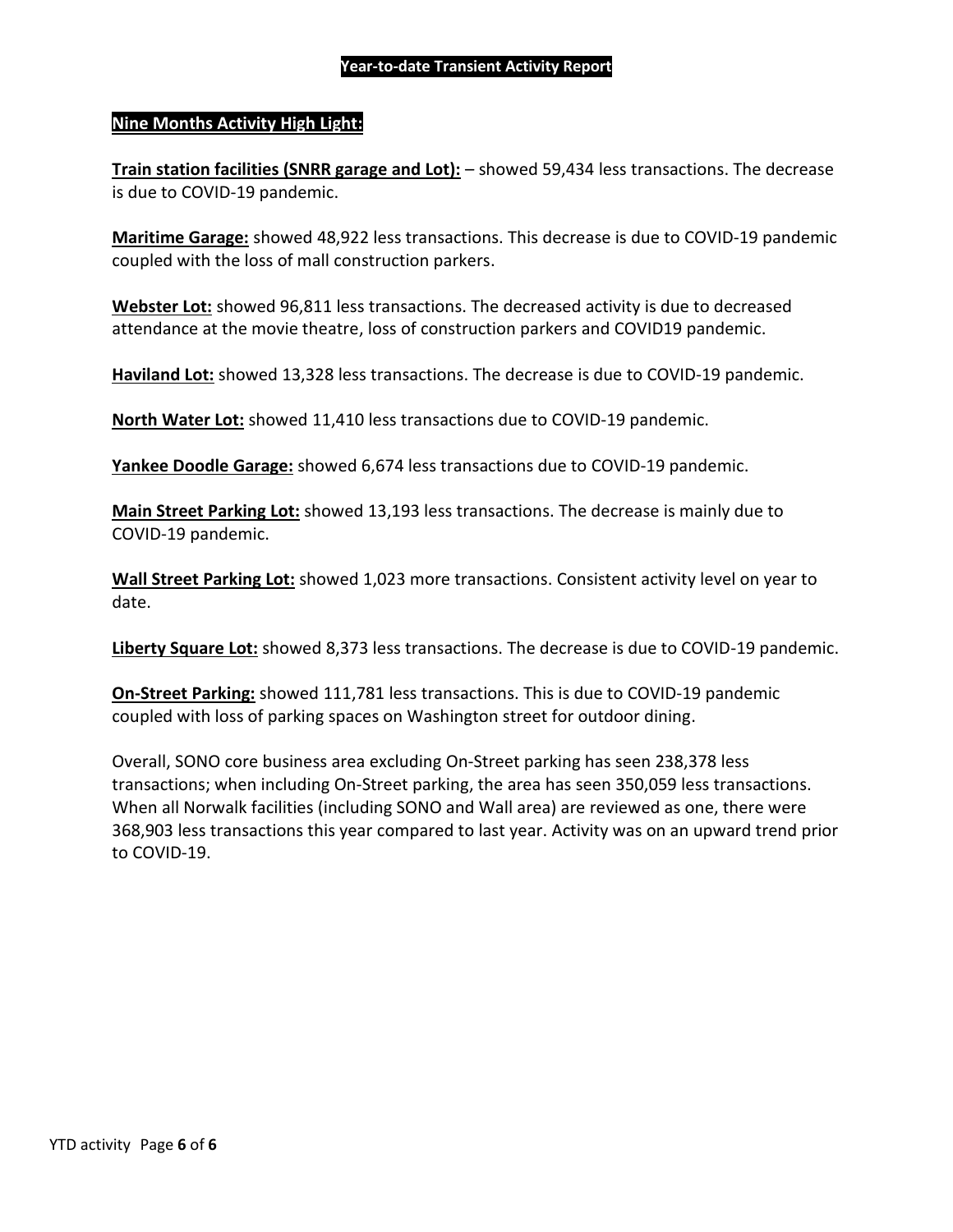**Year-to-date Transient Activity Report**

**Nine Months Activity High Light:**

**Train station facilities (SNRR garage and Lot):** – showed 59,434 less transactions. The decrease is due to COVID-19 pandemic.

**Maritime Garage:** showed 48,922 less transactions. This decrease is due to COVID-19 pandemic coupled with the loss of mall construction parkers.

**Webster Lot:** showed 96,811 less transactions. The decreased activity is due to decreased attendance at the movie theatre, loss of construction parkers and COVID19 pandemic.

**Haviland Lot:** showed 13,328 less transactions. The decrease is due to COVID-19 pandemic.

**North Water Lot:** showed 11,410 less transactions due to COVID-19 pandemic.

**Yankee Doodle Garage:** showed 6,674 less transactions due to COVID-19 pandemic.

**Main Street Parking Lot:** showed 13,193 less transactions. The decrease is mainly due to COVID-19 pandemic.

**Wall Street Parking Lot:** showed 1,023 more transactions. Consistent activity level on year to date.

**Liberty Square Lot:** showed 8,373 less transactions. The decrease is due to COVID-19 pandemic.

**On-Street Parking:** showed 111,781 less transactions. This is due to COVID-19 pandemic coupled with loss of parking spaces on Washington street for outdoor dining.

Overall, SONO core business area excluding On-Street parking has seen 238,378 less transactions; when including On-Street parking, the area has seen 350,059 less transactions. When all Norwalk facilities (including SONO and Wall area) are reviewed as one, there were 368,903 less transactions this year compared to last year. Activity was on an upward trend prior to COVID-19.